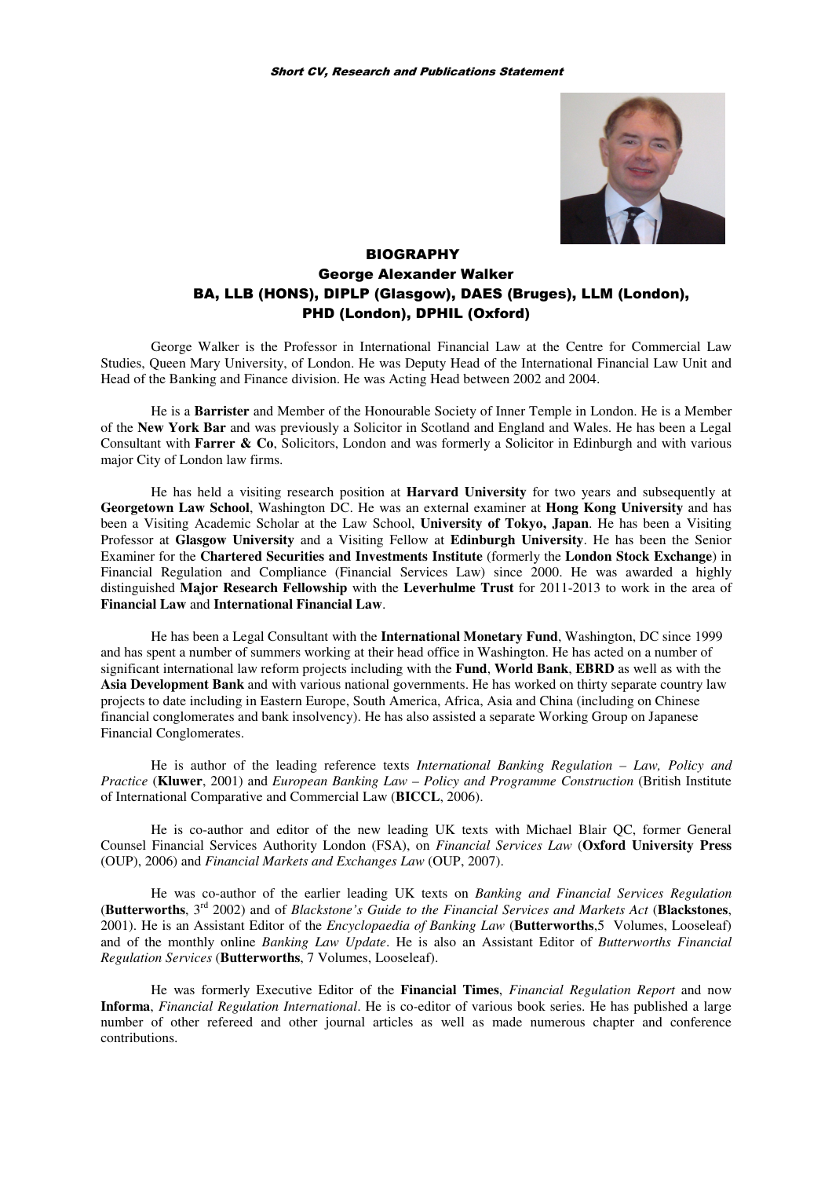*Short CV, Research and Publications Statement*

## BIOGRAPHY

## George Alexander Walker

### BA, LLB (HONS), DIPLP (Glasgow), DAES (Bruges), LLM (London), PHD (London), DPHIL (Oxford)

George Walker is the Professor in International Financial Law at the Centre for Commercial Law Studies, Queen Mary University, of London. He was Deputy Head of the International Financial Law Unit and Head of the Banking and Finance division. He was Acting Head between 2002 and 2004.

He is a **Barrister** and Member of the Honourable Society of Inner Temple in London. He is a Member of the **New York Bar** and was previously a Solicitor in Scotland and England and Wales. He has been a Legal Consultant with **Farrer & Co**, Solicitors, London and was formerly a Solicitor in Edinburgh and with various major City of London law firms.

He has held a visiting research position at **Harvard University** for two years and subsequently at **Georgetown Law School**, Washington DC. He was an external examiner at **Hong Kong University** and has been a Visiting Academic Scholar at the Law School, **University of Tokyo, Japan**. He has been a Visiting Professor at **Glasgow University** and a Visiting Fellow at **Edinburgh University**. He has been the Senior Examiner for the **Chartered Securities and Investments Institute** (formerly the **London Stock Exchange**) in Financial Regulation and Compliance (Financial Services Law) since 2000. He was awarded a highly distinguished **Major Research Fellowship** with the **Leverhulme Trust** for 2011-2013 to work in the area of **Financial Law** and **International Financial Law**.

He has been a Legal Consultant with the **International Monetary Fund**, Washington, DC since 1999 and has spent a number of summers working at their head office in Washington. He has acted on a number of significant international law reform projects including with the **Fund**, **World Bank**, **EBRD** as well as with the **Asia Development Bank** and with various national governments. He has worked on thirty separate country law projects to date including in Eastern Europe, South America, Africa, Asia and China (including on Chinese financial conglomerates and bank insolvency). He has also assisted a separate Working Group on Japanese Financial Conglomerates.

He is author of the leading reference texts *International Banking Regulation – Law, Policy and Practice* (**Kluwer**, 2001) and *European Banking Law – Policy and Programme Construction* (British Institute of International Comparative and Commercial Law (**BICCL**, 2006).

He is co-author and editor of the new leading UK texts with Michael Blair QC, former General Counsel Financial Services Authority London (FSA), on *Financial Services Law* (**Oxford University Press** (OUP), 2006) and *Financial Markets and Exchanges Law* (OUP, 2007).

He was co-author of the earlier leading UK texts on *Banking and Financial Services Regulation* (**Butterworths**, 3rd 2002) and of *Blackstone's Guide to the Financial Services and Markets Act* (**Blackstones**, 2001). He is an Assistant Editor of the *Encyclopaedia of Banking Law* (**Butterworths**,5 Volumes, Looseleaf) and of the monthly online *Banking Law Update*. He is also an Assistant Editor of *Butterworths Financial Regulation Services* (**Butterworths**, 7 Volumes, Looseleaf).

He was formerly Executive Editor of the **Financial Times**, *Financial Regulation Report* and now **Informa**, *Financial Regulation International*. He is co-editor of various book series. He has published a large number of other refereed and other journal articles as well as made numerous chapter and conference contributions.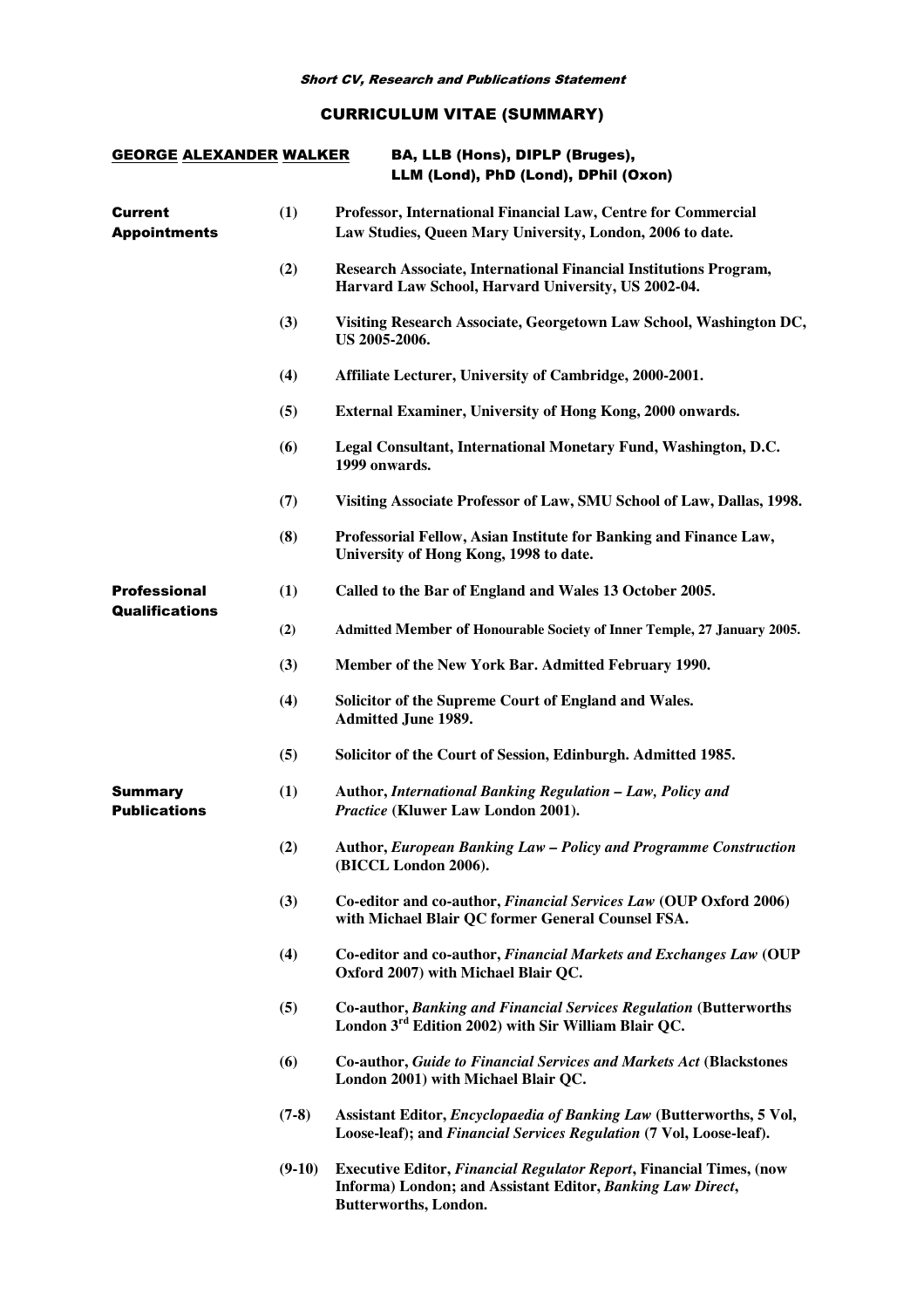*Short CV, Research and Publications Statement*

## CURRICULUM VITAE (SUMMARY)

**GEORGE ALEXANDER WALKER** — **BA, LLB (Hons), DIPLP (Bruges), LLM (Lond), PhD (Lond), DPhil (Oxon)**

### Current Appointments

**(1)** **Professor, International Financial Law, Centre for Commercial Law Studies, Queen Mary University, London, 2006 to date.**

**(2)** **Research Associate, International Financial Institutions Program, Harvard Law School, Harvard University, US 2002-04.**

**(3)** **Visiting Research Associate, Georgetown Law School, Washington DC, US 2005-2006.**

**(4)** **Affiliate Lecturer, University of Cambridge, 2000-2001.**

**(5)** **External Examiner, University of Hong Kong, 2000 onwards.**

**(6)** **Legal Consultant, International Monetary Fund, Washington, D.C. 1999 onwards.**

**(7)** **Visiting Associate Professor of Law, SMU School of Law, Dallas, 1998.**

**(8)** **Professorial Fellow, Asian Institute for Banking and Finance Law, University of Hong Kong, 1998 to date.**

### Professional Qualifications

**(1)** **Called to the Bar of England and Wales 13 October 2005.**

**(2)** **Admitted Member of Honourable Society of Inner Temple, 27 January 2005.**

**(3)** **Member of the New York Bar. Admitted February 1990.**

**(4)** **Solicitor of the Supreme Court of England and Wales. Admitted June 1989.**

**(5)** **Solicitor of the Court of Session, Edinburgh. Admitted 1985.**

### Summary Publications

**(1)** **Author, *International Banking Regulation – Law, Policy and Practice* (Kluwer Law London 2001).**

**(2)** **Author, *European Banking Law – Policy and Programme Construction* (BICCL London 2006).**

**(3)** **Co-editor and co-author, *Financial Services Law* (OUP Oxford 2006) with Michael Blair QC former General Counsel FSA.**

**(4)** **Co-editor and co-author, *Financial Markets and Exchanges Law* (OUP Oxford 2007) with Michael Blair QC.**

**(5)** **Co-author, *Banking and Financial Services Regulation* (Butterworths London 3rd Edition 2002) with Sir William Blair QC.**

**(6)** **Co-author, *Guide to Financial Services and Markets Act* (Blackstones London 2001) with Michael Blair QC.**

**(7-8)** **Assistant Editor, *Encyclopaedia of Banking Law* (Butterworths, 5 Vol, Loose-leaf); and *Financial Services Regulation* (7 Vol, Loose-leaf).**

**(9-10)** **Executive Editor, *Financial Regulator Report*, Financial Times, (now Informa) London; and Assistant Editor, *Banking Law Direct*, Butterworths, London.**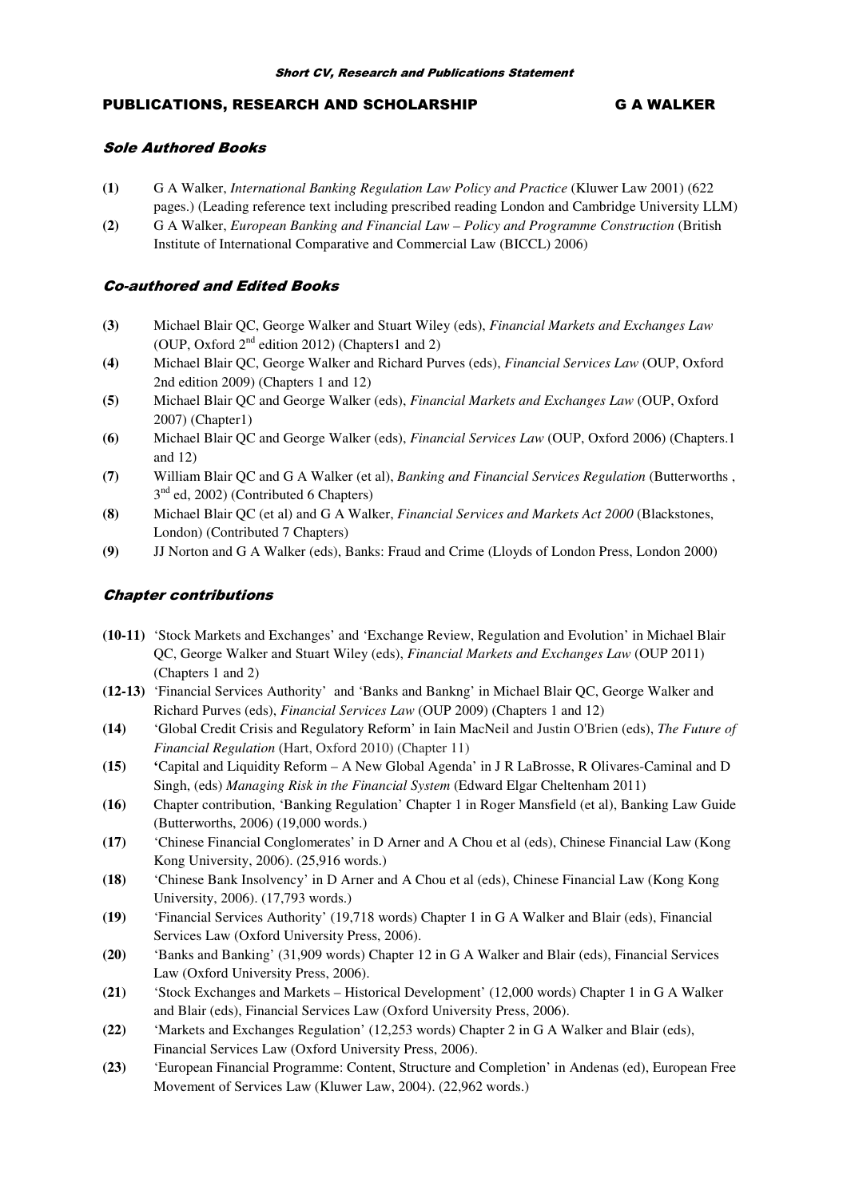## PUBLICATIONS, RESEARCH AND SCHOLARSHIP G A WALKER

### *Sole Authored Books*

**(1)** G A Walker, *International Banking Regulation Law Policy and Practice* (Kluwer Law 2001) (622 pages.) (Leading reference text including prescribed reading London and Cambridge University LLM)

**(2)** G A Walker, *European Banking and Financial Law – Policy and Programme Construction* (British Institute of International Comparative and Commercial Law (BICCL) 2006)

### *Co-authored and Edited Books*

**(3)** Michael Blair QC, George Walker and Stuart Wiley (eds), *Financial Markets and Exchanges Law* (OUP, Oxford 2nd edition 2012) (Chapters1 and 2)

**(4)** Michael Blair QC, George Walker and Richard Purves (eds), *Financial Services Law* (OUP, Oxford 2nd edition 2009) (Chapters 1 and 12)

**(5)** Michael Blair QC and George Walker (eds), *Financial Markets and Exchanges Law* (OUP, Oxford 2007) (Chapter1)

**(6)** Michael Blair QC and George Walker (eds), *Financial Services Law* (OUP, Oxford 2006) (Chapters.1 and 12)

**(7)** William Blair QC and G A Walker (et al), *Banking and Financial Services Regulation* (Butterworths , 3rd ed, 2002) (Contributed 6 Chapters)

**(8)** Michael Blair QC (et al) and G A Walker, *Financial Services and Markets Act 2000* (Blackstones, London) (Contributed 7 Chapters)

**(9)** JJ Norton and G A Walker (eds), Banks: Fraud and Crime (Lloyds of London Press, London 2000)

### *Chapter contributions*

**(10-11)** 'Stock Markets and Exchanges' and 'Exchange Review, Regulation and Evolution' in Michael Blair QC, George Walker and Stuart Wiley (eds), *Financial Markets and Exchanges Law* (OUP 2011) (Chapters 1 and 2)

**(12-13)** 'Financial Services Authority' and 'Banks and Bankng' in Michael Blair QC, George Walker and Richard Purves (eds), *Financial Services Law* (OUP 2009) (Chapters 1 and 12)

**(14)** 'Global Credit Crisis and Regulatory Reform' in Iain MacNeil and Justin O'Brien (eds), *The Future of Financial Regulation* (Hart, Oxford 2010) (Chapter 11)

**(15)** **'**Capital and Liquidity Reform – A New Global Agenda' in J R LaBrosse, R Olivares-Caminal and D Singh, (eds) *Managing Risk in the Financial System* (Edward Elgar Cheltenham 2011)

**(16)** Chapter contribution, 'Banking Regulation' Chapter 1 in Roger Mansfield (et al), Banking Law Guide (Butterworths, 2006) (19,000 words.)

**(17)** 'Chinese Financial Conglomerates' in D Arner and A Chou et al (eds), Chinese Financial Law (Kong Kong University, 2006). (25,916 words.)

**(18)** 'Chinese Bank Insolvency' in D Arner and A Chou et al (eds), Chinese Financial Law (Kong Kong University, 2006). (17,793 words.)

**(19)** 'Financial Services Authority' (19,718 words) Chapter 1 in G A Walker and Blair (eds), Financial Services Law (Oxford University Press, 2006).

**(20)** 'Banks and Banking' (31,909 words) Chapter 12 in G A Walker and Blair (eds), Financial Services Law (Oxford University Press, 2006).

**(21)** 'Stock Exchanges and Markets – Historical Development' (12,000 words) Chapter 1 in G A Walker and Blair (eds), Financial Services Law (Oxford University Press, 2006).

**(22)** 'Markets and Exchanges Regulation' (12,253 words) Chapter 2 in G A Walker and Blair (eds), Financial Services Law (Oxford University Press, 2006).

**(23)** 'European Financial Programme: Content, Structure and Completion' in Andenas (ed), European Free Movement of Services Law (Kluwer Law, 2004). (22,962 words.)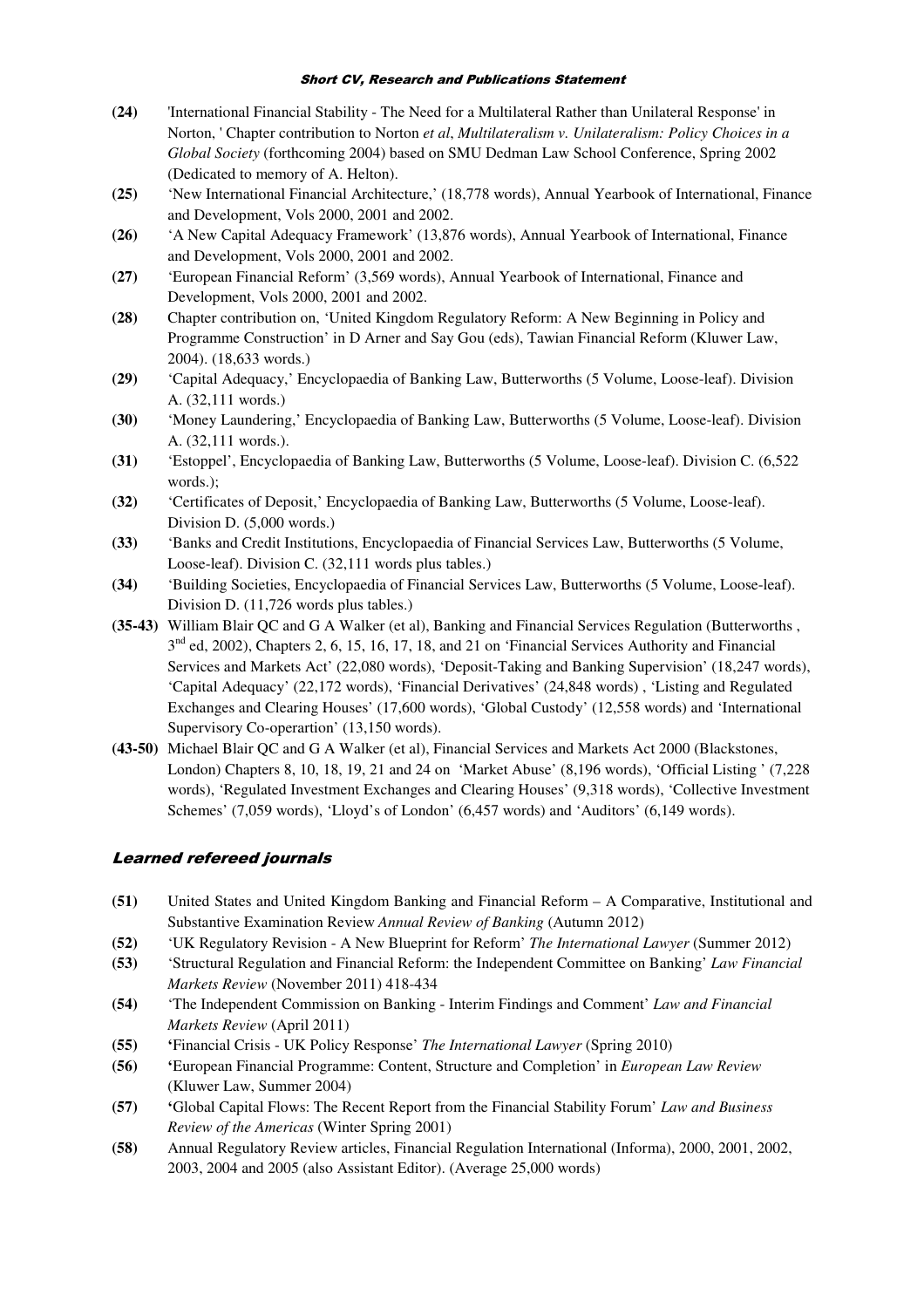**(24)** 'International Financial Stability - The Need for a Multilateral Rather than Unilateral Response' in Norton, ' Chapter contribution to Norton *et al*, *Multilateralism v. Unilateralism: Policy Choices in a Global Society* (forthcoming 2004) based on SMU Dedman Law School Conference, Spring 2002 (Dedicated to memory of A. Helton).

**(25)** 'New International Financial Architecture,' (18,778 words), Annual Yearbook of International, Finance and Development, Vols 2000, 2001 and 2002.

**(26)** 'A New Capital Adequacy Framework' (13,876 words), Annual Yearbook of International, Finance and Development, Vols 2000, 2001 and 2002.

**(27)** 'European Financial Reform' (3,569 words), Annual Yearbook of International, Finance and Development, Vols 2000, 2001 and 2002.

**(28)** Chapter contribution on, 'United Kingdom Regulatory Reform: A New Beginning in Policy and Programme Construction' in D Arner and Say Gou (eds), Tawian Financial Reform (Kluwer Law, 2004). (18,633 words.)

**(29)** 'Capital Adequacy,' Encyclopaedia of Banking Law, Butterworths (5 Volume, Loose-leaf). Division A. (32,111 words.)

**(30)** 'Money Laundering,' Encyclopaedia of Banking Law, Butterworths (5 Volume, Loose-leaf). Division A. (32,111 words.).

**(31)** 'Estoppel', Encyclopaedia of Banking Law, Butterworths (5 Volume, Loose-leaf). Division C. (6,522 words.);

**(32)** 'Certificates of Deposit,' Encyclopaedia of Banking Law, Butterworths (5 Volume, Loose-leaf). Division D. (5,000 words.)

**(33)** 'Banks and Credit Institutions, Encyclopaedia of Financial Services Law, Butterworths (5 Volume, Loose-leaf). Division C. (32,111 words plus tables.)

**(34)** 'Building Societies, Encyclopaedia of Financial Services Law, Butterworths (5 Volume, Loose-leaf). Division D. (11,726 words plus tables.)

**(35-43)** William Blair QC and G A Walker (et al), Banking and Financial Services Regulation (Butterworths , 3rd ed, 2002), Chapters 2, 6, 15, 16, 17, 18, and 21 on 'Financial Services Authority and Financial Services and Markets Act' (22,080 words), 'Deposit-Taking and Banking Supervision' (18,247 words), 'Capital Adequacy' (22,172 words), 'Financial Derivatives' (24,848 words) , 'Listing and Regulated Exchanges and Clearing Houses' (17,600 words), 'Global Custody' (12,558 words) and 'International Supervisory Co-operartion' (13,150 words).

**(43-50)** Michael Blair QC and G A Walker (et al), Financial Services and Markets Act 2000 (Blackstones, London) Chapters 8, 10, 18, 19, 21 and 24 on 'Market Abuse' (8,196 words), 'Official Listing ' (7,228 words), 'Regulated Investment Exchanges and Clearing Houses' (9,318 words), 'Collective Investment Schemes' (7,059 words), 'Lloyd's of London' (6,457 words) and 'Auditors' (6,149 words).

## *Learned refereed journals*

**(51)** United States and United Kingdom Banking and Financial Reform – A Comparative, Institutional and Substantive Examination Review *Annual Review of Banking* (Autumn 2012)

**(52)** 'UK Regulatory Revision - A New Blueprint for Reform' *The International Lawyer* (Summer 2012)

**(53)** 'Structural Regulation and Financial Reform: the Independent Committee on Banking' *Law Financial Markets Review* (November 2011) 418-434

**(54)** 'The Independent Commission on Banking - Interim Findings and Comment' *Law and Financial Markets Review* (April 2011)

**(55)** 'Financial Crisis - UK Policy Response' *The International Lawyer* (Spring 2010)

**(56)** 'European Financial Programme: Content, Structure and Completion' in *European Law Review* (Kluwer Law, Summer 2004)

**(57)** 'Global Capital Flows: The Recent Report from the Financial Stability Forum' *Law and Business Review of the Americas* (Winter Spring 2001)

**(58)** Annual Regulatory Review articles, Financial Regulation International (Informa), 2000, 2001, 2002, 2003, 2004 and 2005 (also Assistant Editor). (Average 25,000 words)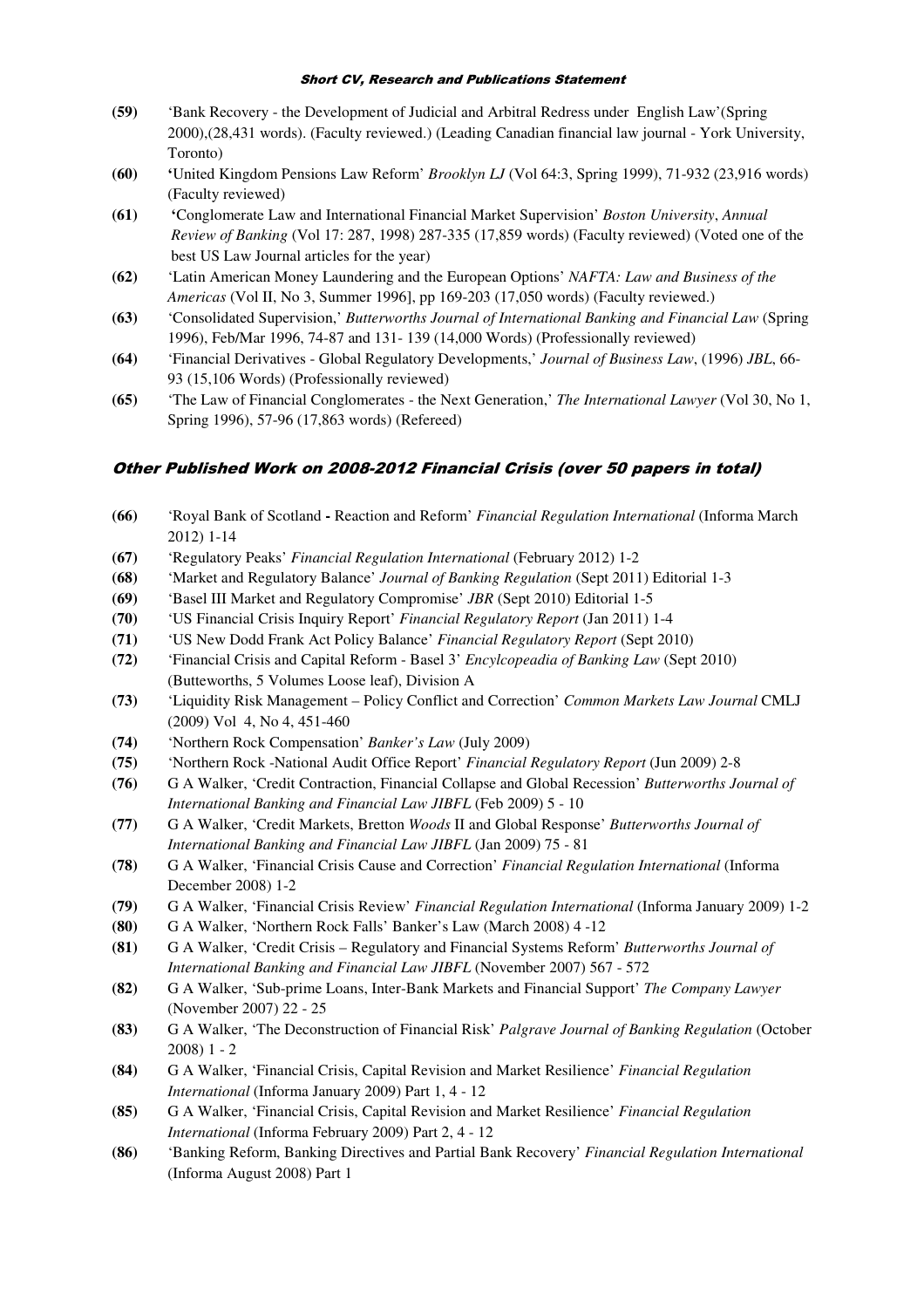**(59)** 'Bank Recovery - the Development of Judicial and Arbitral Redress under English Law'(Spring 2000),(28,431 words). (Faculty reviewed.) (Leading Canadian financial law journal - York University, Toronto)

**(60)** 'United Kingdom Pensions Law Reform' *Brooklyn LJ* (Vol 64:3, Spring 1999), 71-932 (23,916 words) (Faculty reviewed)

**(61)** 'Conglomerate Law and International Financial Market Supervision' *Boston University*, *Annual Review of Banking* (Vol 17: 287, 1998) 287-335 (17,859 words) (Faculty reviewed) (Voted one of the best US Law Journal articles for the year)

**(62)** 'Latin American Money Laundering and the European Options' *NAFTA: Law and Business of the Americas* (Vol II, No 3, Summer 1996], pp 169-203 (17,050 words) (Faculty reviewed.)

**(63)** 'Consolidated Supervision,' *Butterworths Journal of International Banking and Financial Law* (Spring 1996), Feb/Mar 1996, 74-87 and 131- 139 (14,000 Words) (Professionally reviewed)

**(64)** 'Financial Derivatives - Global Regulatory Developments,' *Journal of Business Law*, (1996) *JBL*, 66-93 (15,106 Words) (Professionally reviewed)

**(65)** 'The Law of Financial Conglomerates - the Next Generation,' *The International Lawyer* (Vol 30, No 1, Spring 1996), 57-96 (17,863 words) (Refereed)

## Other Published Work on 2008-2012 Financial Crisis (over 50 papers in total)

**(66)** 'Royal Bank of Scotland **-** Reaction and Reform' *Financial Regulation International* (Informa March 2012) 1-14

**(67)** 'Regulatory Peaks' *Financial Regulation International* (February 2012) 1-2

**(68)** 'Market and Regulatory Balance' *Journal of Banking Regulation* (Sept 2011) Editorial 1-3

**(69)** 'Basel III Market and Regulatory Compromise' *JBR* (Sept 2010) Editorial 1-5

**(70)** 'US Financial Crisis Inquiry Report' *Financial Regulatory Report* (Jan 2011) 1-4

**(71)** 'US New Dodd Frank Act Policy Balance' *Financial Regulatory Report* (Sept 2010)

**(72)** 'Financial Crisis and Capital Reform - Basel 3' *Encylcopeadia of Banking Law* (Sept 2010) (Butteworths, 5 Volumes Loose leaf), Division A

**(73)** 'Liquidity Risk Management – Policy Conflict and Correction' *Common Markets Law Journal* CMLJ (2009) Vol 4, No 4, 451-460

**(74)** 'Northern Rock Compensation' *Banker's Law* (July 2009)

**(75)** 'Northern Rock -National Audit Office Report' *Financial Regulatory Report* (Jun 2009) 2-8

**(76)** G A Walker, 'Credit Contraction, Financial Collapse and Global Recession' *Butterworths Journal of International Banking and Financial Law JIBFL* (Feb 2009) 5 - 10

**(77)** G A Walker, 'Credit Markets, Bretton *Woods* II and Global Response' *Butterworths Journal of International Banking and Financial Law JIBFL* (Jan 2009) 75 - 81

**(78)** G A Walker, 'Financial Crisis Cause and Correction' *Financial Regulation International* (Informa December 2008) 1-2

**(79)** G A Walker, 'Financial Crisis Review' *Financial Regulation International* (Informa January 2009) 1-2

**(80)** G A Walker, 'Northern Rock Falls' Banker's Law (March 2008) 4 -12

**(81)** G A Walker, 'Credit Crisis – Regulatory and Financial Systems Reform' *Butterworths Journal of International Banking and Financial Law JIBFL* (November 2007) 567 - 572

**(82)** G A Walker, 'Sub-prime Loans, Inter-Bank Markets and Financial Support' *The Company Lawyer* (November 2007) 22 - 25

**(83)** G A Walker, 'The Deconstruction of Financial Risk' *Palgrave Journal of Banking Regulation* (October 2008) 1 - 2

**(84)** G A Walker, 'Financial Crisis, Capital Revision and Market Resilience' *Financial Regulation International* (Informa January 2009) Part 1, 4 - 12

**(85)** G A Walker, 'Financial Crisis, Capital Revision and Market Resilience' *Financial Regulation International* (Informa February 2009) Part 2, 4 - 12

**(86)** 'Banking Reform, Banking Directives and Partial Bank Recovery' *Financial Regulation International* (Informa August 2008) Part 1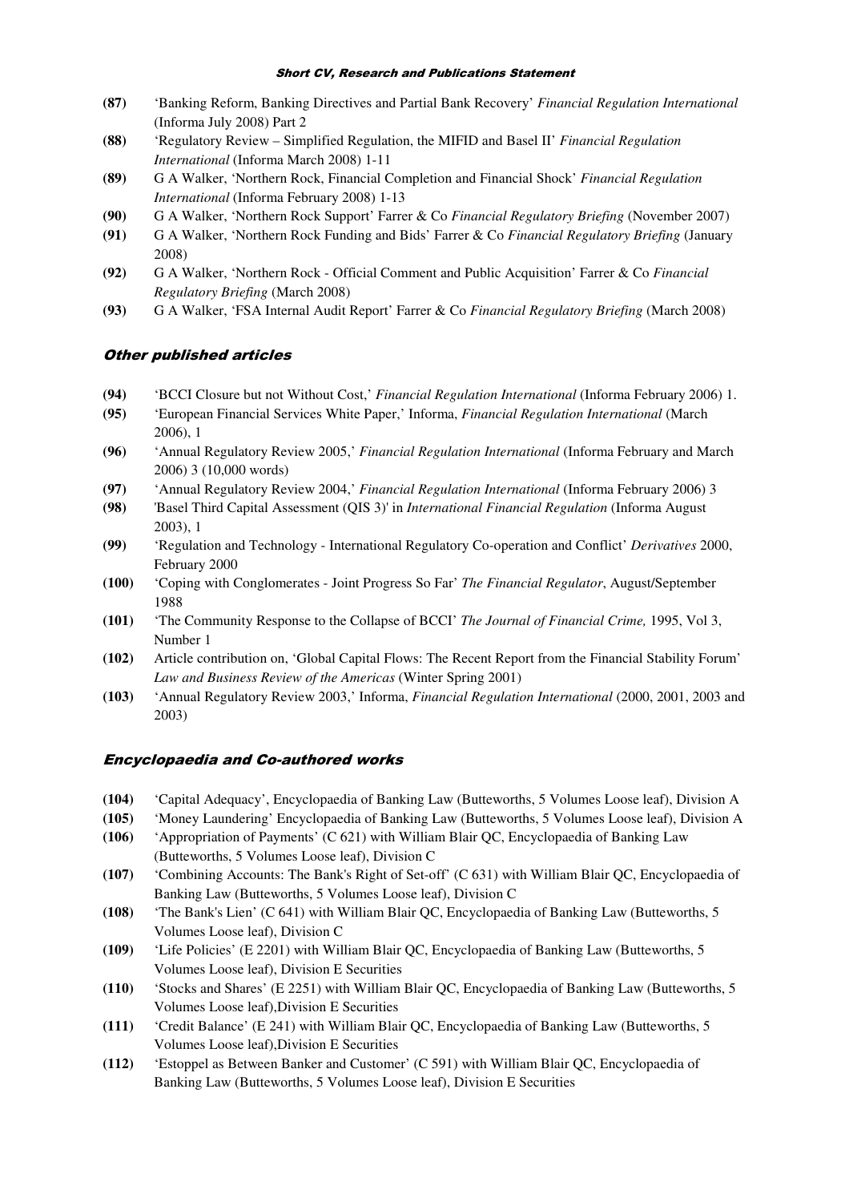**(87)** 'Banking Reform, Banking Directives and Partial Bank Recovery' *Financial Regulation International* (Informa July 2008) Part 2

**(88)** 'Regulatory Review – Simplified Regulation, the MIFID and Basel II' *Financial Regulation International* (Informa March 2008) 1-11

**(89)** G A Walker, 'Northern Rock, Financial Completion and Financial Shock' *Financial Regulation International* (Informa February 2008) 1-13

**(90)** G A Walker, 'Northern Rock Support' Farrer & Co *Financial Regulatory Briefing* (November 2007)

**(91)** G A Walker, 'Northern Rock Funding and Bids' Farrer & Co *Financial Regulatory Briefing* (January 2008)

**(92)** G A Walker, 'Northern Rock - Official Comment and Public Acquisition' Farrer & Co *Financial Regulatory Briefing* (March 2008)

**(93)** G A Walker, 'FSA Internal Audit Report' Farrer & Co *Financial Regulatory Briefing* (March 2008)

## Other published articles

**(94)** 'BCCI Closure but not Without Cost,' *Financial Regulation International* (Informa February 2006) 1.

**(95)** 'European Financial Services White Paper,' Informa, *Financial Regulation International* (March 2006), 1

**(96)** 'Annual Regulatory Review 2005,' *Financial Regulation International* (Informa February and March 2006) 3 (10,000 words)

**(97)** 'Annual Regulatory Review 2004,' *Financial Regulation International* (Informa February 2006) 3

**(98)** 'Basel Third Capital Assessment (QIS 3)' in *International Financial Regulation* (Informa August 2003), 1

**(99)** 'Regulation and Technology - International Regulatory Co-operation and Conflict' *Derivatives* 2000, February 2000

**(100)** 'Coping with Conglomerates - Joint Progress So Far' *The Financial Regulator*, August/September 1988

**(101)** 'The Community Response to the Collapse of BCCI' *The Journal of Financial Crime,* 1995, Vol 3, Number 1

**(102)** Article contribution on, 'Global Capital Flows: The Recent Report from the Financial Stability Forum' *Law and Business Review of the Americas* (Winter Spring 2001)

**(103)** 'Annual Regulatory Review 2003,' Informa, *Financial Regulation International* (2000, 2001, 2003 and 2003)

## Encyclopaedia and Co-authored works

**(104)** 'Capital Adequacy', Encyclopaedia of Banking Law (Butteworths, 5 Volumes Loose leaf), Division A

**(105)** 'Money Laundering' Encyclopaedia of Banking Law (Butteworths, 5 Volumes Loose leaf), Division A

**(106)** 'Appropriation of Payments' (C 621) with William Blair QC, Encyclopaedia of Banking Law (Butteworths, 5 Volumes Loose leaf), Division C

**(107)** 'Combining Accounts: The Bank's Right of Set-off' (C 631) with William Blair QC, Encyclopaedia of Banking Law (Butteworths, 5 Volumes Loose leaf), Division C

**(108)** 'The Bank's Lien' (C 641) with William Blair QC, Encyclopaedia of Banking Law (Butteworths, 5 Volumes Loose leaf), Division C

**(109)** 'Life Policies' (E 2201) with William Blair QC, Encyclopaedia of Banking Law (Butteworths, 5 Volumes Loose leaf), Division E Securities

**(110)** 'Stocks and Shares' (E 2251) with William Blair QC, Encyclopaedia of Banking Law (Butteworths, 5 Volumes Loose leaf),Division E Securities

**(111)** 'Credit Balance' (E 241) with William Blair QC, Encyclopaedia of Banking Law (Butteworths, 5 Volumes Loose leaf),Division E Securities

**(112)** 'Estoppel as Between Banker and Customer' (C 591) with William Blair QC, Encyclopaedia of Banking Law (Butteworths, 5 Volumes Loose leaf), Division E Securities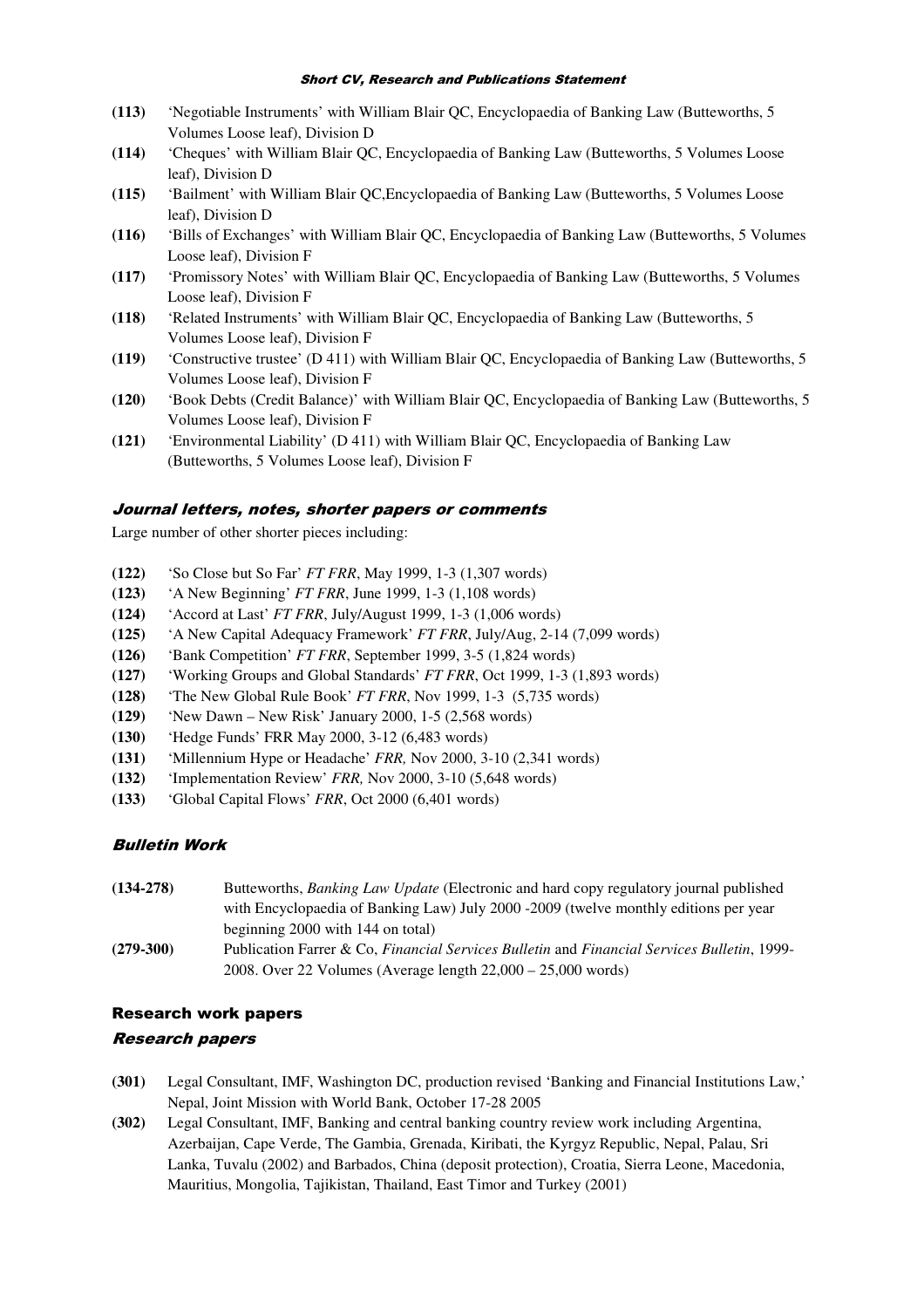**(113)** 'Negotiable Instruments' with William Blair QC, Encyclopaedia of Banking Law (Butteworths, 5 Volumes Loose leaf), Division D

**(114)** 'Cheques' with William Blair QC, Encyclopaedia of Banking Law (Butteworths, 5 Volumes Loose leaf), Division D

**(115)** 'Bailment' with William Blair QC,Encyclopaedia of Banking Law (Butteworths, 5 Volumes Loose leaf), Division D

**(116)** 'Bills of Exchanges' with William Blair QC, Encyclopaedia of Banking Law (Butteworths, 5 Volumes Loose leaf), Division F

**(117)** 'Promissory Notes' with William Blair QC, Encyclopaedia of Banking Law (Butteworths, 5 Volumes Loose leaf), Division F

**(118)** 'Related Instruments' with William Blair QC, Encyclopaedia of Banking Law (Butteworths, 5 Volumes Loose leaf), Division F

**(119)** 'Constructive trustee' (D 411) with William Blair QC, Encyclopaedia of Banking Law (Butteworths, 5 Volumes Loose leaf), Division F

**(120)** 'Book Debts (Credit Balance)' with William Blair QC, Encyclopaedia of Banking Law (Butteworths, 5 Volumes Loose leaf), Division F

**(121)** 'Environmental Liability' (D 411) with William Blair QC, Encyclopaedia of Banking Law (Butteworths, 5 Volumes Loose leaf), Division F

### *Journal letters, notes, shorter papers or comments*

Large number of other shorter pieces including:

**(122)** 'So Close but So Far' *FT FRR*, May 1999, 1-3 (1,307 words)

**(123)** 'A New Beginning' *FT FRR*, June 1999, 1-3 (1,108 words)

**(124)** 'Accord at Last' *FT FRR*, July/August 1999, 1-3 (1,006 words)

**(125)** 'A New Capital Adequacy Framework' *FT FRR*, July/Aug, 2-14 (7,099 words)

**(126)** 'Bank Competition' *FT FRR*, September 1999, 3-5 (1,824 words)

**(127)** 'Working Groups and Global Standards' *FT FRR*, Oct 1999, 1-3 (1,893 words)

**(128)** 'The New Global Rule Book' *FT FRR*, Nov 1999, 1-3 (5,735 words)

**(129)** 'New Dawn – New Risk' January 2000, 1-5 (2,568 words)

**(130)** 'Hedge Funds' FRR May 2000, 3-12 (6,483 words)

**(131)** 'Millennium Hype or Headache' *FRR,* Nov 2000, 3-10 (2,341 words)

**(132)** 'Implementation Review' *FRR,* Nov 2000, 3-10 (5,648 words)

**(133)** 'Global Capital Flows' *FRR*, Oct 2000 (6,401 words)

### *Bulletin Work*

**(134-278)** Butteworths, *Banking Law Update* (Electronic and hard copy regulatory journal published with Encyclopaedia of Banking Law) July 2000 -2009 (twelve monthly editions per year beginning 2000 with 144 on total)

**(279-300)** Publication Farrer & Co, *Financial Services Bulletin* and *Financial Services Bulletin*, 1999-2008. Over 22 Volumes (Average length 22,000 – 25,000 words)

## Research work papers

### *Research papers*

**(301)** Legal Consultant, IMF, Washington DC, production revised 'Banking and Financial Institutions Law,' Nepal, Joint Mission with World Bank, October 17-28 2005

**(302)** Legal Consultant, IMF, Banking and central banking country review work including Argentina, Azerbaijan, Cape Verde, The Gambia, Grenada, Kiribati, the Kyrgyz Republic, Nepal, Palau, Sri Lanka, Tuvalu (2002) and Barbados, China (deposit protection), Croatia, Sierra Leone, Macedonia, Mauritius, Mongolia, Tajikistan, Thailand, East Timor and Turkey (2001)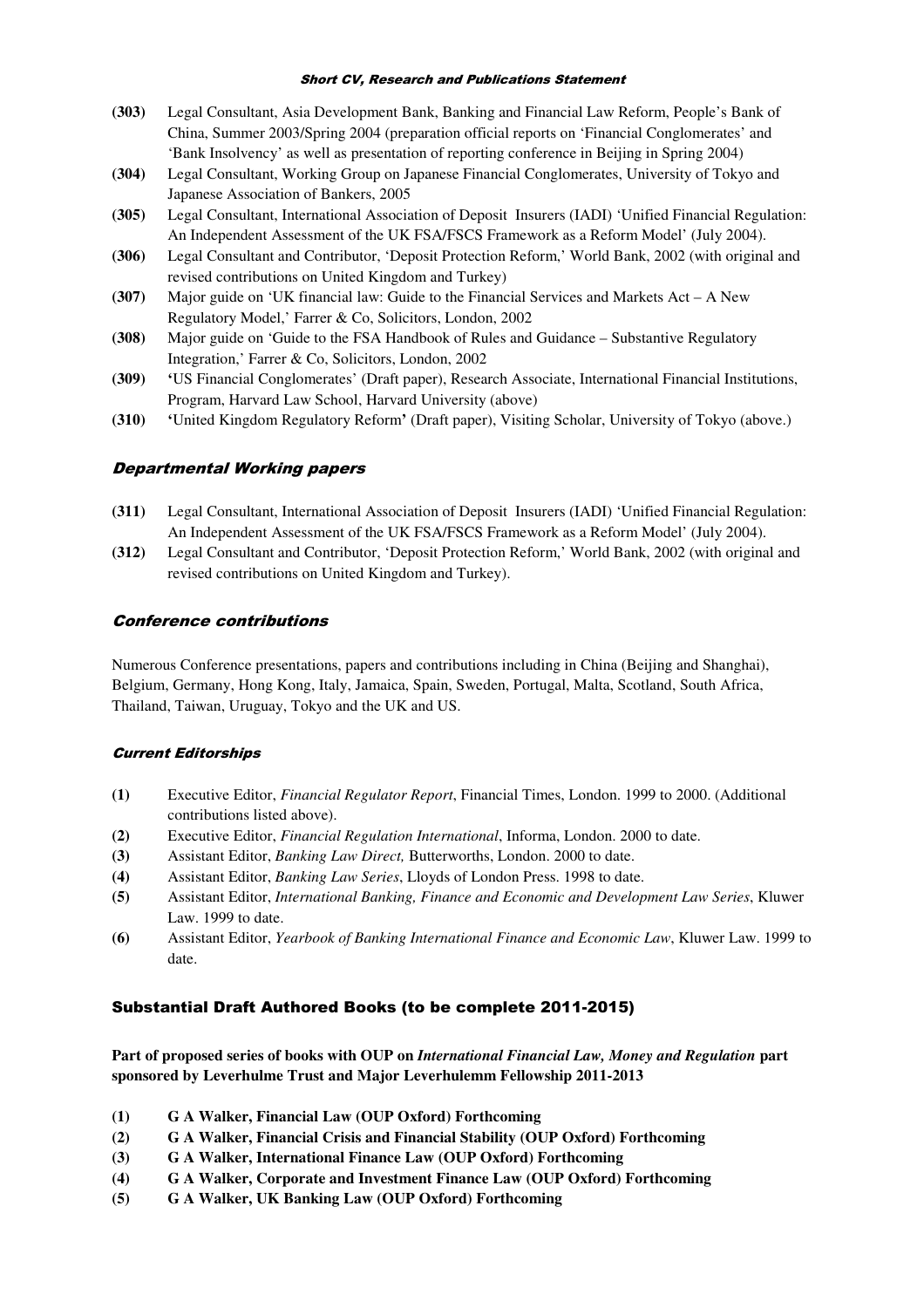**(303)** Legal Consultant, Asia Development Bank, Banking and Financial Law Reform, People's Bank of China, Summer 2003/Spring 2004 (preparation official reports on 'Financial Conglomerates' and 'Bank Insolvency' as well as presentation of reporting conference in Beijing in Spring 2004)

**(304)** Legal Consultant, Working Group on Japanese Financial Conglomerates, University of Tokyo and Japanese Association of Bankers, 2005

**(305)** Legal Consultant, International Association of Deposit Insurers (IADI) 'Unified Financial Regulation: An Independent Assessment of the UK FSA/FSCS Framework as a Reform Model' (July 2004).

**(306)** Legal Consultant and Contributor, 'Deposit Protection Reform,' World Bank, 2002 (with original and revised contributions on United Kingdom and Turkey)

**(307)** Major guide on 'UK financial law: Guide to the Financial Services and Markets Act – A New Regulatory Model,' Farrer & Co, Solicitors, London, 2002

**(308)** Major guide on 'Guide to the FSA Handbook of Rules and Guidance – Substantive Regulatory Integration,' Farrer & Co, Solicitors, London, 2002

**(309)** 'US Financial Conglomerates' (Draft paper), Research Associate, International Financial Institutions, Program, Harvard Law School, Harvard University (above)

**(310)** 'United Kingdom Regulatory Reform' (Draft paper), Visiting Scholar, University of Tokyo (above.)

### *Departmental Working papers*

**(311)** Legal Consultant, International Association of Deposit Insurers (IADI) 'Unified Financial Regulation: An Independent Assessment of the UK FSA/FSCS Framework as a Reform Model' (July 2004).

**(312)** Legal Consultant and Contributor, 'Deposit Protection Reform,' World Bank, 2002 (with original and revised contributions on United Kingdom and Turkey).

### *Conference contributions*

Numerous Conference presentations, papers and contributions including in China (Beijing and Shanghai), Belgium, Germany, Hong Kong, Italy, Jamaica, Spain, Sweden, Portugal, Malta, Scotland, South Africa, Thailand, Taiwan, Uruguay, Tokyo and the UK and US.

#### *Current Editorships*

**(1)** Executive Editor, *Financial Regulator Report*, Financial Times, London. 1999 to 2000. (Additional contributions listed above).

**(2)** Executive Editor, *Financial Regulation International*, Informa, London. 2000 to date.

**(3)** Assistant Editor, *Banking Law Direct,* Butterworths, London. 2000 to date.

**(4)** Assistant Editor, *Banking Law Series*, Lloyds of London Press. 1998 to date.

**(5)** Assistant Editor, *International Banking, Finance and Economic and Development Law Series*, Kluwer Law. 1999 to date.

**(6)** Assistant Editor, *Yearbook of Banking International Finance and Economic Law*, Kluwer Law. 1999 to date.

## Substantial Draft Authored Books (to be complete 2011-2015)

**Part of proposed series of books with OUP on *International Financial Law, Money and Regulation* part sponsored by Leverhulme Trust and Major Leverhulemm Fellowship 2011-2013**

**(1) G A Walker, Financial Law (OUP Oxford) Forthcoming**

**(2) G A Walker, Financial Crisis and Financial Stability (OUP Oxford) Forthcoming**

**(3) G A Walker, International Finance Law (OUP Oxford) Forthcoming**

**(4) G A Walker, Corporate and Investment Finance Law (OUP Oxford) Forthcoming**

**(5) G A Walker, UK Banking Law (OUP Oxford) Forthcoming**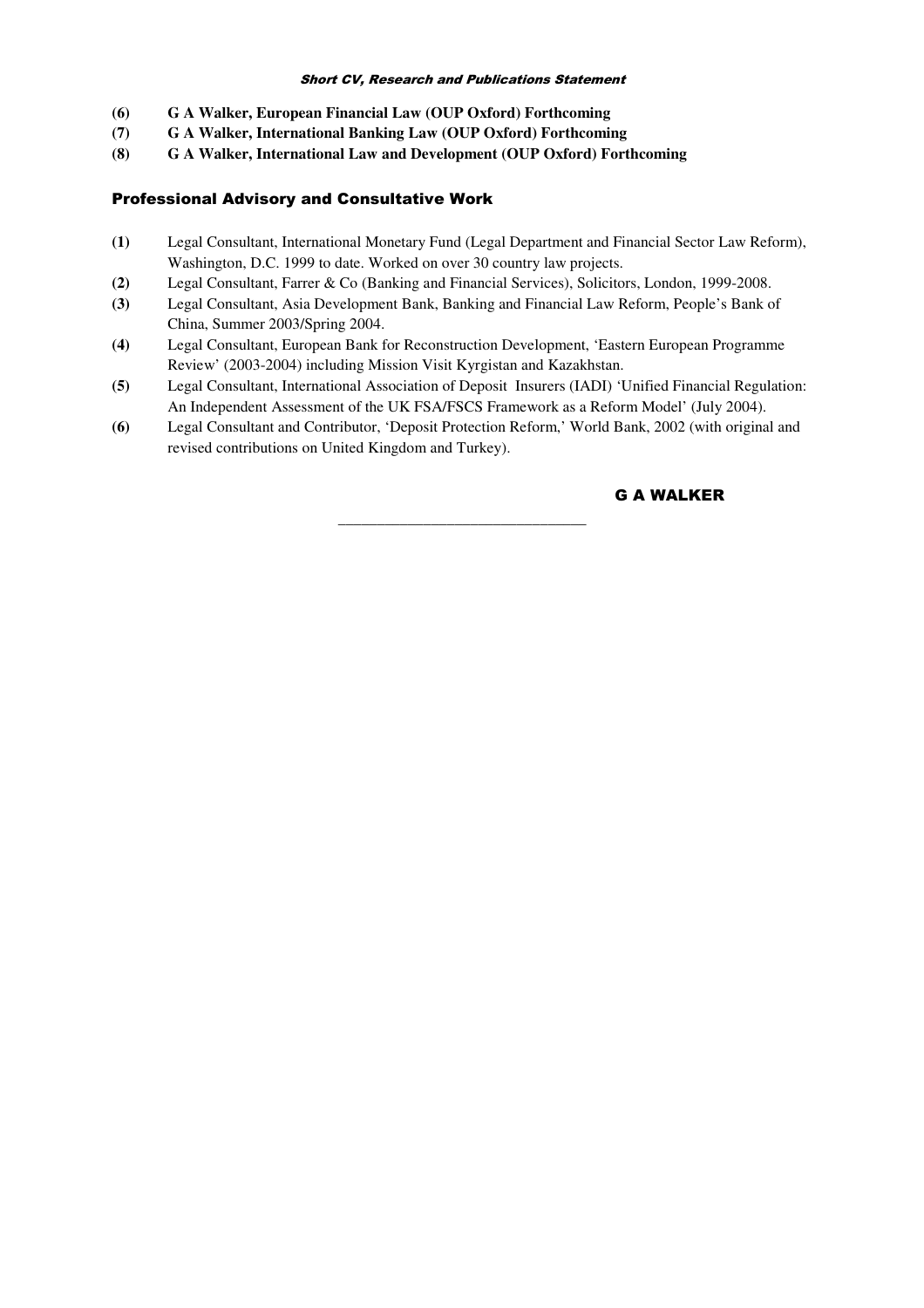**(6) G A Walker, European Financial Law (OUP Oxford) Forthcoming**

**(7) G A Walker, International Banking Law (OUP Oxford) Forthcoming**

**(8) G A Walker, International Law and Development (OUP Oxford) Forthcoming**

## Professional Advisory and Consultative Work

**(1)** Legal Consultant, International Monetary Fund (Legal Department and Financial Sector Law Reform), Washington, D.C. 1999 to date. Worked on over 30 country law projects.

**(2)** Legal Consultant, Farrer & Co (Banking and Financial Services), Solicitors, London, 1999-2008.

**(3)** Legal Consultant, Asia Development Bank, Banking and Financial Law Reform, People's Bank of China, Summer 2003/Spring 2004.

**(4)** Legal Consultant, European Bank for Reconstruction Development, 'Eastern European Programme Review' (2003-2004) including Mission Visit Kyrgistan and Kazakhstan.

**(5)** Legal Consultant, International Association of Deposit Insurers (IADI) 'Unified Financial Regulation: An Independent Assessment of the UK FSA/FSCS Framework as a Reform Model' (July 2004).

**(6)** Legal Consultant and Contributor, 'Deposit Protection Reform,' World Bank, 2002 (with original and revised contributions on United Kingdom and Turkey).

**G A WALKER**

\_\_\_\_\_\_\_\_\_\_\_\_\_\_\_\_\_\_\_\_\_\_\_\_\_\_\_\_\_\_\_\_